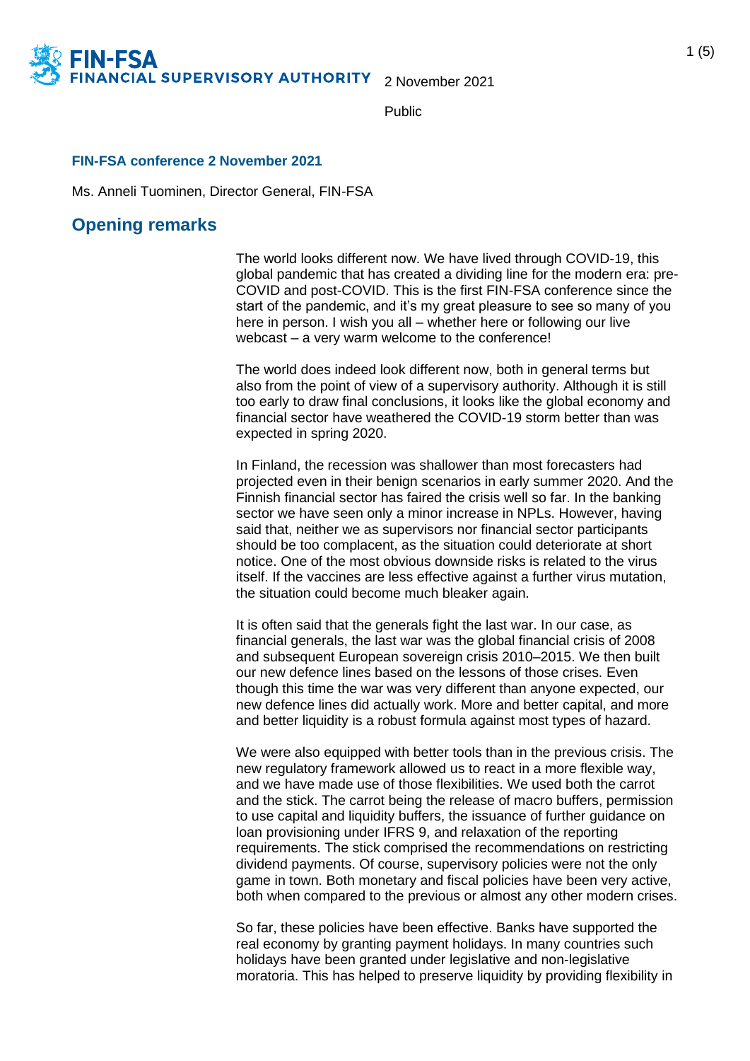2 November 2021

Public

**FIN-FSA conference 2 November 2021**

Ms. Anneli Tuominen, Director General, FIN-FSA

## Opening remarks

The world looks different now. We have lived through COVID-19, this global pandemic that has created a dividing line for the modern era: pre-COVID and post-COVID. This is the first FIN-FSA conference since the start of the pandemic, and it's my great pleasure to see so many of you here in person. I wish you all – whether here or following our live webcast – a very warm welcome to the conference!

The world does indeed look different now, both in general terms but also from the point of view of a supervisory authority. Although it is still too early to draw final conclusions, it looks like the global economy and financial sector have weathered the COVID-19 storm better than was expected in spring 2020.

In Finland, the recession was shallower than most forecasters had projected even in their benign scenarios in early summer 2020. And the Finnish financial sector has faired the crisis well so far. In the banking sector we have seen only a minor increase in NPLs. However, having said that, neither we as supervisors nor financial sector participants should be too complacent, as the situation could deteriorate at short notice. One of the most obvious downside risks is related to the virus itself. If the vaccines are less effective against a further virus mutation, the situation could become much bleaker again.

It is often said that the generals fight the last war. In our case, as financial generals, the last war was the global financial crisis of 2008 and subsequent European sovereign crisis 2010–2015. We then built our new defence lines based on the lessons of those crises. Even though this time the war was very different than anyone expected, our new defence lines did actually work. More and better capital, and more and better liquidity is a robust formula against most types of hazard.

We were also equipped with better tools than in the previous crisis. The new regulatory framework allowed us to react in a more flexible way, and we have made use of those flexibilities. We used both the carrot and the stick. The carrot being the release of macro buffers, permission to use capital and liquidity buffers, the issuance of further guidance on loan provisioning under IFRS 9, and relaxation of the reporting requirements. The stick comprised the recommendations on restricting dividend payments. Of course, supervisory policies were not the only game in town. Both monetary and fiscal policies have been very active, both when compared to the previous or almost any other modern crises.

So far, these policies have been effective. Banks have supported the real economy by granting payment holidays. In many countries such holidays have been granted under legislative and non-legislative moratoria. This has helped to preserve liquidity by providing flexibility in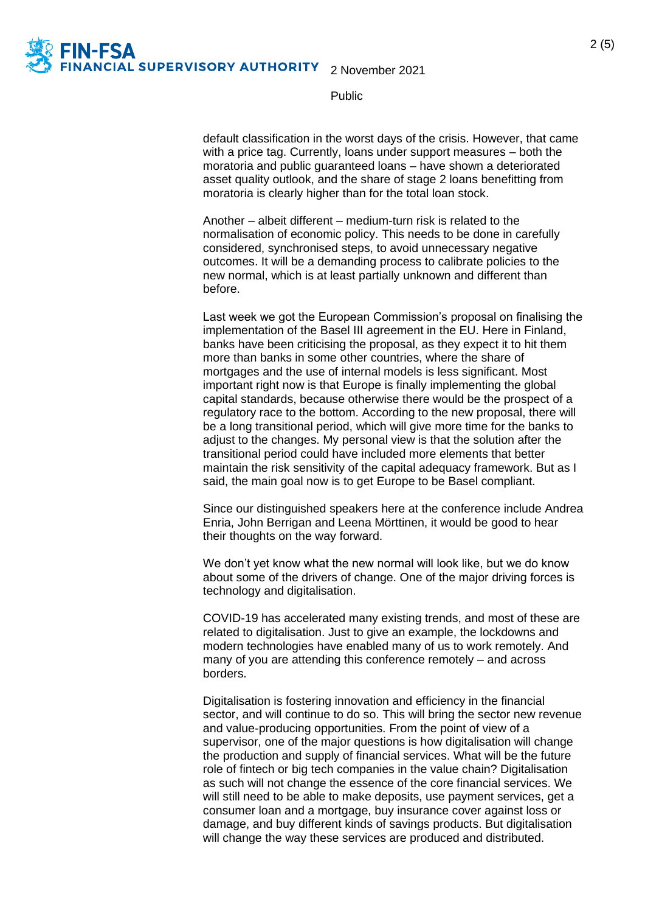default classification in the worst days of the crisis. However, that came with a price tag. Currently, loans under support measures – both the moratoria and public guaranteed loans – have shown a deteriorated asset quality outlook, and the share of stage 2 loans benefitting from moratoria is clearly higher than for the total loan stock.

Another – albeit different – medium-turn risk is related to the normalisation of economic policy. This needs to be done in carefully considered, synchronised steps, to avoid unnecessary negative outcomes. It will be a demanding process to calibrate policies to the new normal, which is at least partially unknown and different than before.

Last week we got the European Commission's proposal on finalising the implementation of the Basel III agreement in the EU. Here in Finland, banks have been criticising the proposal, as they expect it to hit them more than banks in some other countries, where the share of mortgages and the use of internal models is less significant. Most important right now is that Europe is finally implementing the global capital standards, because otherwise there would be the prospect of a regulatory race to the bottom. According to the new proposal, there will be a long transitional period, which will give more time for the banks to adjust to the changes. My personal view is that the solution after the transitional period could have included more elements that better maintain the risk sensitivity of the capital adequacy framework. But as I said, the main goal now is to get Europe to be Basel compliant.

Since our distinguished speakers here at the conference include Andrea Enria, John Berrigan and Leena Mörttinen, it would be good to hear their thoughts on the way forward.

We don't yet know what the new normal will look like, but we do know about some of the drivers of change. One of the major driving forces is technology and digitalisation.

COVID-19 has accelerated many existing trends, and most of these are related to digitalisation. Just to give an example, the lockdowns and modern technologies have enabled many of us to work remotely. And many of you are attending this conference remotely – and across borders.

Digitalisation is fostering innovation and efficiency in the financial sector, and will continue to do so. This will bring the sector new revenue and value-producing opportunities. From the point of view of a supervisor, one of the major questions is how digitalisation will change the production and supply of financial services. What will be the future role of fintech or big tech companies in the value chain? Digitalisation as such will not change the essence of the core financial services. We will still need to be able to make deposits, use payment services, get a consumer loan and a mortgage, buy insurance cover against loss or damage, and buy different kinds of savings products. But digitalisation will change the way these services are produced and distributed.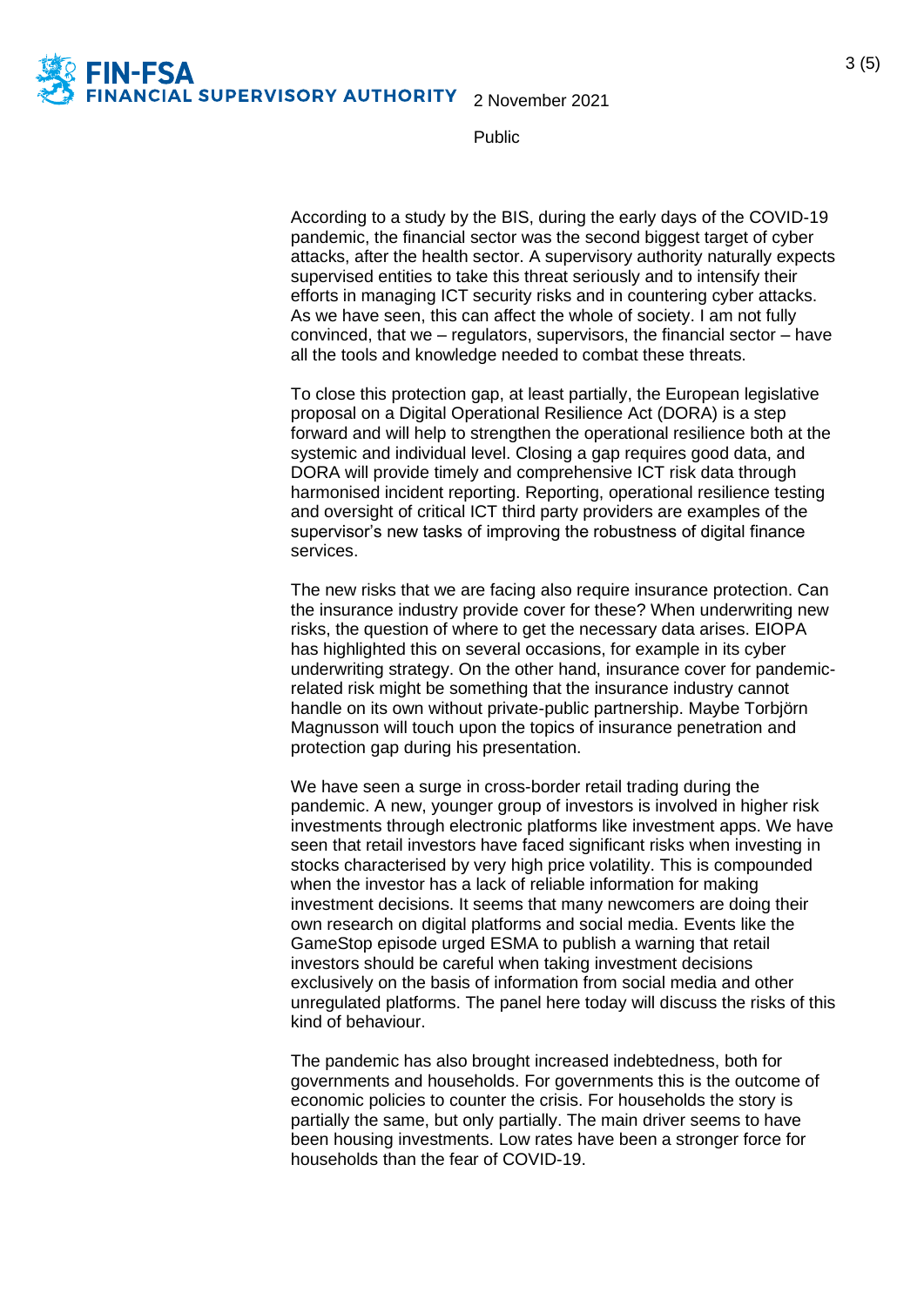According to a study by the BIS, during the early days of the COVID-19 pandemic, the financial sector was the second biggest target of cyber attacks, after the health sector. A supervisory authority naturally expects supervised entities to take this threat seriously and to intensify their efforts in managing ICT security risks and in countering cyber attacks. As we have seen, this can affect the whole of society. I am not fully convinced, that we – regulators, supervisors, the financial sector – have all the tools and knowledge needed to combat these threats.

To close this protection gap, at least partially, the European legislative proposal on a Digital Operational Resilience Act (DORA) is a step forward and will help to strengthen the operational resilience both at the systemic and individual level. Closing a gap requires good data, and DORA will provide timely and comprehensive ICT risk data through harmonised incident reporting. Reporting, operational resilience testing and oversight of critical ICT third party providers are examples of the supervisor's new tasks of improving the robustness of digital finance services.

The new risks that we are facing also require insurance protection. Can the insurance industry provide cover for these? When underwriting new risks, the question of where to get the necessary data arises. EIOPA has highlighted this on several occasions, for example in its cyber underwriting strategy. On the other hand, insurance cover for pandemic-related risk might be something that the insurance industry cannot handle on its own without private-public partnership. Maybe Torbjörn Magnusson will touch upon the topics of insurance penetration and protection gap during his presentation.

We have seen a surge in cross-border retail trading during the pandemic. A new, younger group of investors is involved in higher risk investments through electronic platforms like investment apps. We have seen that retail investors have faced significant risks when investing in stocks characterised by very high price volatility. This is compounded when the investor has a lack of reliable information for making investment decisions. It seems that many newcomers are doing their own research on digital platforms and social media. Events like the GameStop episode urged ESMA to publish a warning that retail investors should be careful when taking investment decisions exclusively on the basis of information from social media and other unregulated platforms. The panel here today will discuss the risks of this kind of behaviour.

The pandemic has also brought increased indebtedness, both for governments and households. For governments this is the outcome of economic policies to counter the crisis. For households the story is partially the same, but only partially. The main driver seems to have been housing investments. Low rates have been a stronger force for households than the fear of COVID-19.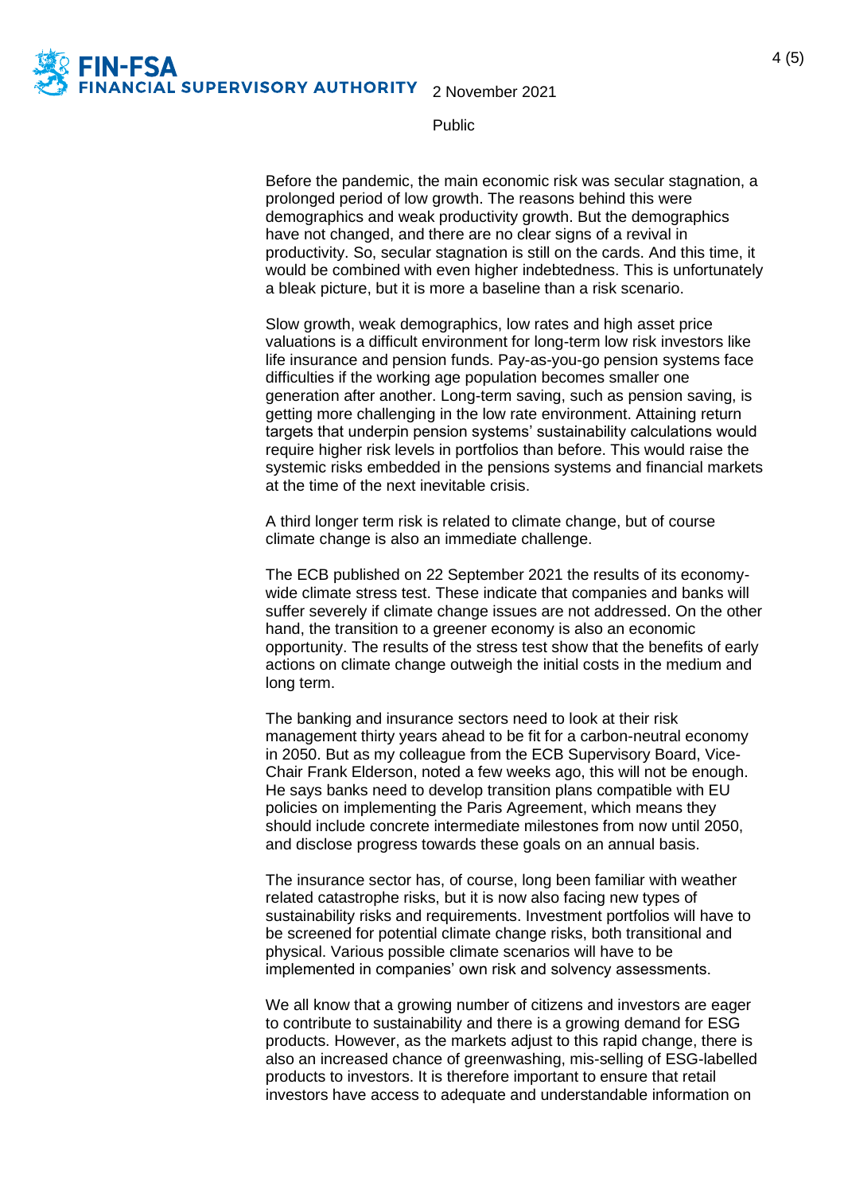Before the pandemic, the main economic risk was secular stagnation, a prolonged period of low growth. The reasons behind this were demographics and weak productivity growth. But the demographics have not changed, and there are no clear signs of a revival in productivity. So, secular stagnation is still on the cards. And this time, it would be combined with even higher indebtedness. This is unfortunately a bleak picture, but it is more a baseline than a risk scenario.

Slow growth, weak demographics, low rates and high asset price valuations is a difficult environment for long-term low risk investors like life insurance and pension funds. Pay-as-you-go pension systems face difficulties if the working age population becomes smaller one generation after another. Long-term saving, such as pension saving, is getting more challenging in the low rate environment. Attaining return targets that underpin pension systems' sustainability calculations would require higher risk levels in portfolios than before. This would raise the systemic risks embedded in the pensions systems and financial markets at the time of the next inevitable crisis.

A third longer term risk is related to climate change, but of course climate change is also an immediate challenge.

The ECB published on 22 September 2021 the results of its economy-wide climate stress test. These indicate that companies and banks will suffer severely if climate change issues are not addressed. On the other hand, the transition to a greener economy is also an economic opportunity. The results of the stress test show that the benefits of early actions on climate change outweigh the initial costs in the medium and long term.

The banking and insurance sectors need to look at their risk management thirty years ahead to be fit for a carbon-neutral economy in 2050. But as my colleague from the ECB Supervisory Board, Vice-Chair Frank Elderson, noted a few weeks ago, this will not be enough. He says banks need to develop transition plans compatible with EU policies on implementing the Paris Agreement, which means they should include concrete intermediate milestones from now until 2050, and disclose progress towards these goals on an annual basis.

The insurance sector has, of course, long been familiar with weather related catastrophe risks, but it is now also facing new types of sustainability risks and requirements. Investment portfolios will have to be screened for potential climate change risks, both transitional and physical. Various possible climate scenarios will have to be implemented in companies' own risk and solvency assessments.

We all know that a growing number of citizens and investors are eager to contribute to sustainability and there is a growing demand for ESG products. However, as the markets adjust to this rapid change, there is also an increased chance of greenwashing, mis-selling of ESG-labelled products to investors. It is therefore important to ensure that retail investors have access to adequate and understandable information on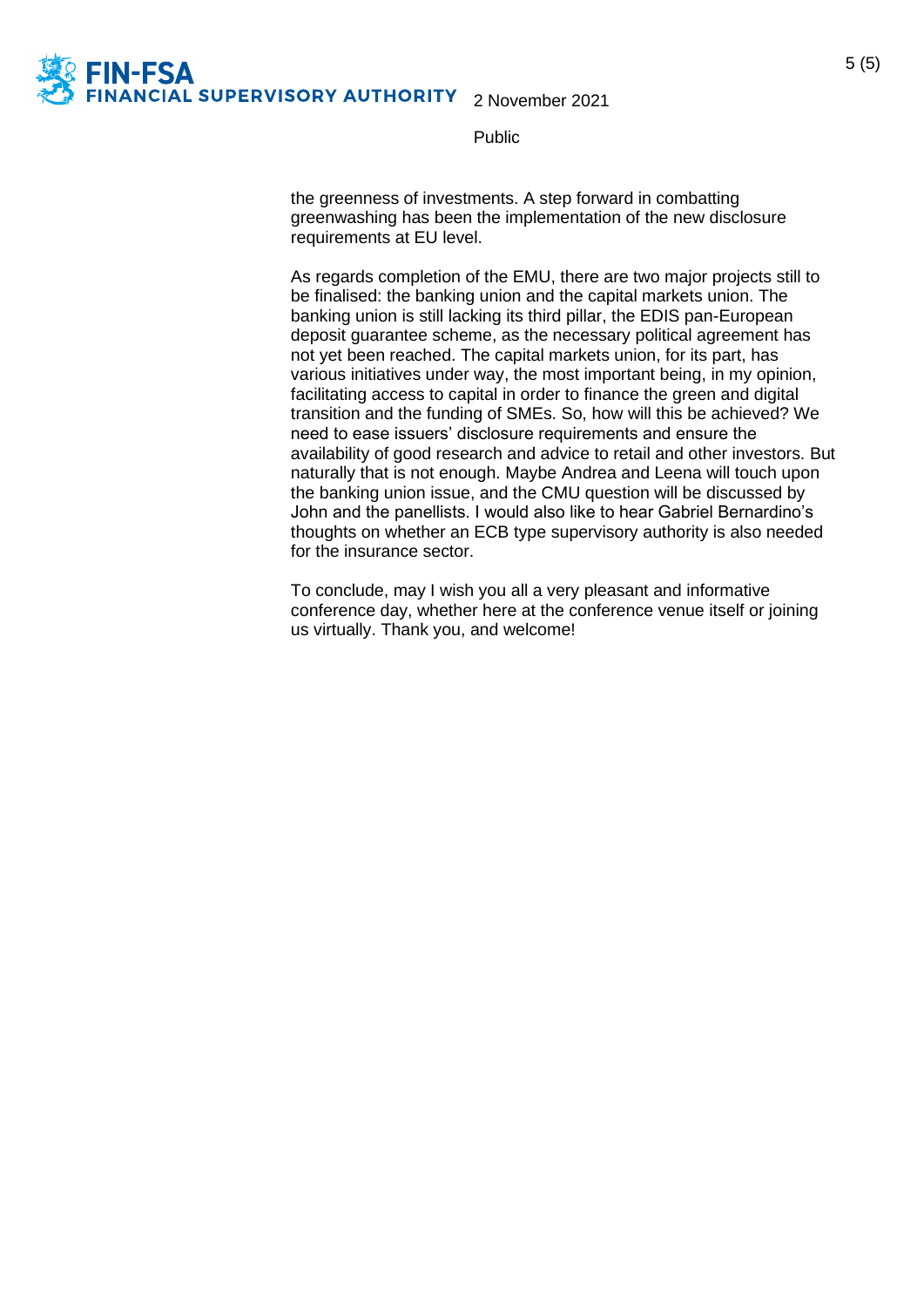the greenness of investments. A step forward in combatting greenwashing has been the implementation of the new disclosure requirements at EU level.

As regards completion of the EMU, there are two major projects still to be finalised: the banking union and the capital markets union. The banking union is still lacking its third pillar, the EDIS pan-European deposit guarantee scheme, as the necessary political agreement has not yet been reached. The capital markets union, for its part, has various initiatives under way, the most important being, in my opinion, facilitating access to capital in order to finance the green and digital transition and the funding of SMEs. So, how will this be achieved? We need to ease issuers' disclosure requirements and ensure the availability of good research and advice to retail and other investors. But naturally that is not enough. Maybe Andrea and Leena will touch upon the banking union issue, and the CMU question will be discussed by John and the panellists. I would also like to hear Gabriel Bernardino's thoughts on whether an ECB type supervisory authority is also needed for the insurance sector.

To conclude, may I wish you all a very pleasant and informative conference day, whether here at the conference venue itself or joining us virtually. Thank you, and welcome!